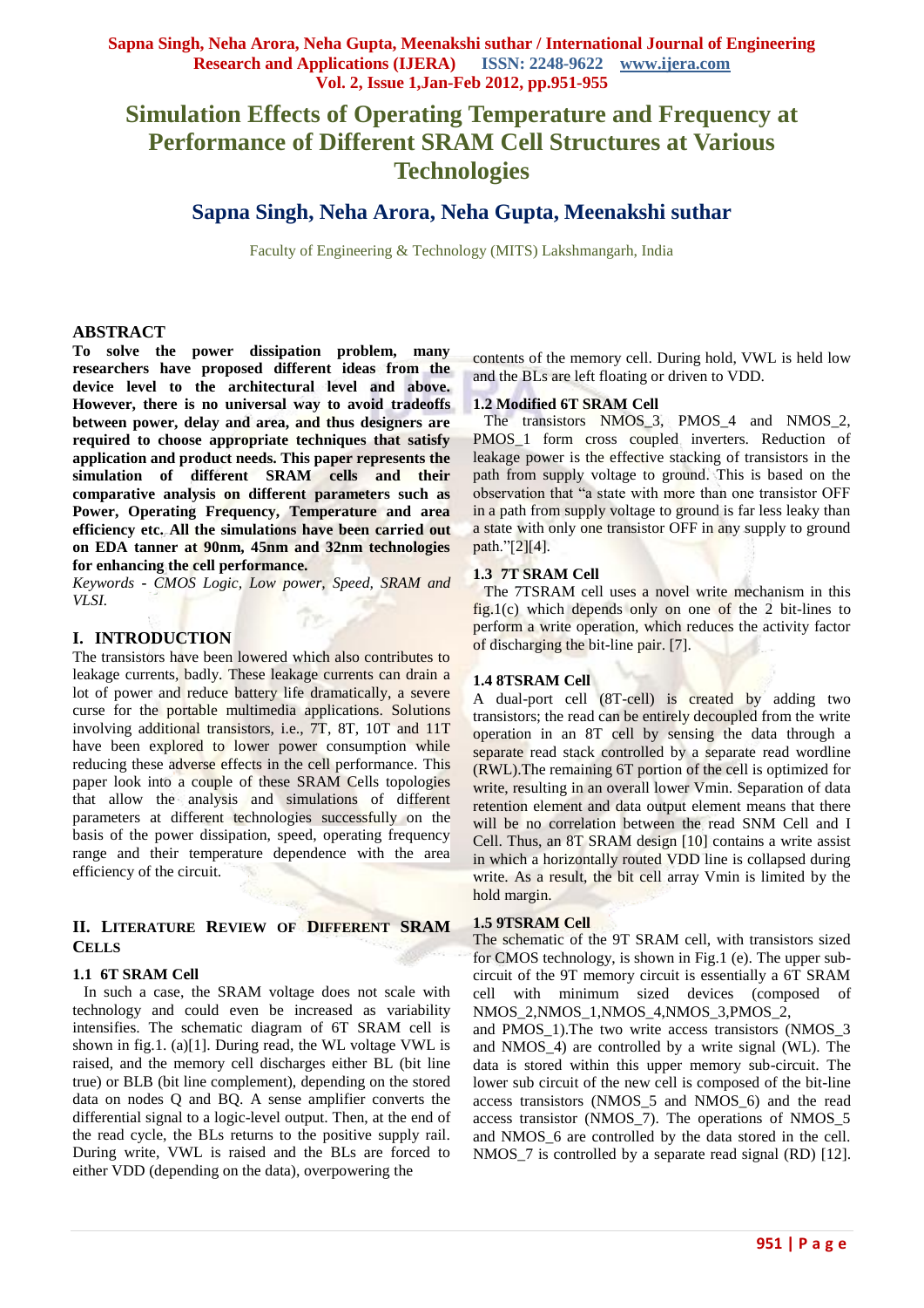# Simulation Effects of Operating Temperature and Frequency at Performance of Different SRAM Cell Structures at Various Technologies

## Sapna Singh, Neha Arora, Neha Gupta, Meenakshi suthar

Faculty of Engineering & Technology (MITS) Lakshmangarh, India

## ABSTRACT

**To solve the power dissipation problem, many researchers have proposed different ideas from the device level to the architectural level and above. However, there is no universal way to avoid tradeoffs between power, delay and area, and thus designers are required to choose appropriate techniques that satisfy application and product needs. This paper represents the simulation of different SRAM cells and their comparative analysis on different parameters such as Power, Operating Frequency, Temperature and area efficiency etc. All the simulations have been carried out on EDA tanner at 90nm, 45nm and 32nm technologies for enhancing the cell performance.**

*Keywords - CMOS Logic, Low power, Speed, SRAM and VLSI.*

## I. INTRODUCTION

The transistors have been lowered which also contributes to leakage currents, badly. These leakage currents can drain a lot of power and reduce battery life dramatically, a severe curse for the portable multimedia applications. Solutions involving additional transistors, i.e., 7T, 8T, 10T and 11T have been explored to lower power consumption while reducing these adverse effects in the cell performance. This paper look into a couple of these SRAM Cells topologies that allow the analysis and simulations of different parameters at different technologies successfully on the basis of the power dissipation, speed, operating frequency range and their temperature dependence with the area efficiency of the circuit.

## II. LITERATURE REVIEW OF DIFFERENT SRAM CELLS

### 1.1 6T SRAM Cell

In such a case, the SRAM voltage does not scale with technology and could even be increased as variability intensifies. The schematic diagram of 6T SRAM cell is shown in fig.1. (a)[1]. During read, the WL voltage VWL is raised, and the memory cell discharges either BL (bit line true) or BLB (bit line complement), depending on the stored data on nodes Q and BQ. A sense amplifier converts the differential signal to a logic-level output. Then, at the end of the read cycle, the BLs returns to the positive supply rail. During write, VWL is raised and the BLs are forced to either VDD (depending on the data), overpowering the contents of the memory cell. During hold, VWL is held low and the BLs are left floating or driven to VDD.

### 1.2 Modified 6T SRAM Cell

The transistors NMOS_3, PMOS_4 and NMOS_2, PMOS_1 form cross coupled inverters. Reduction of leakage power is the effective stacking of transistors in the path from supply voltage to ground. This is based on the observation that "a state with more than one transistor OFF in a path from supply voltage to ground is far less leaky than a state with only one transistor OFF in any supply to ground path."[2][4].

### 1.3 7T SRAM Cell

The 7TSRAM cell uses a novel write mechanism in this fig.1(c) which depends only on one of the 2 bit-lines to perform a write operation, which reduces the activity factor of discharging the bit-line pair. [7].

### 1.4 8TSRAM Cell

A dual-port cell (8T-cell) is created by adding two transistors; the read can be entirely decoupled from the write operation in an 8T cell by sensing the data through a separate read stack controlled by a separate read wordline (RWL).The remaining 6T portion of the cell is optimized for write, resulting in an overall lower Vmin. Separation of data retention element and data output element means that there will be no correlation between the read SNM Cell and I Cell. Thus, an 8T SRAM design [10] contains a write assist in which a horizontally routed VDD line is collapsed during write. As a result, the bit cell array Vmin is limited by the hold margin.

### 1.5 9TSRAM Cell

The schematic of the 9T SRAM cell, with transistors sized for CMOS technology, is shown in Fig.1 (e). The upper sub-circuit of the 9T memory circuit is essentially a 6T SRAM cell with minimum sized devices (composed of NMOS_2,NMOS_1,NMOS_4,NMOS_3,PMOS_2, and PMOS_1).The two write access transistors (NMOS_3 and NMOS_4) are controlled by a write signal (WL). The data is stored within this upper memory sub-circuit. The lower sub circuit of the new cell is composed of the bit-line access transistors (NMOS_5 and NMOS_6) and the read access transistor (NMOS_7). The operations of NMOS_5 and NMOS_6 are controlled by the data stored in the cell. NMOS_7 is controlled by a separate read signal (RD) [12].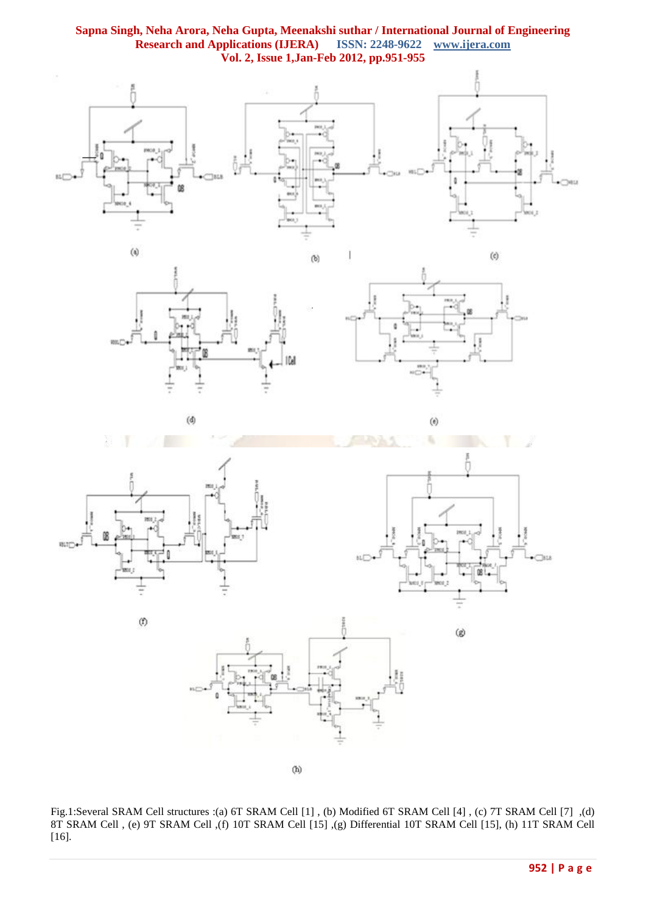(a)

(b)

(c)

(d)

(e)

(f)

(g)

(h)

Fig.1:Several SRAM Cell structures :(a) 6T SRAM Cell [1] , (b) Modified 6T SRAM Cell [4] , (c) 7T SRAM Cell [7] ,(d) 8T SRAM Cell , (e) 9T SRAM Cell ,(f) 10T SRAM Cell [15] ,(g) Differential 10T SRAM Cell [15], (h) 11T SRAM Cell [16].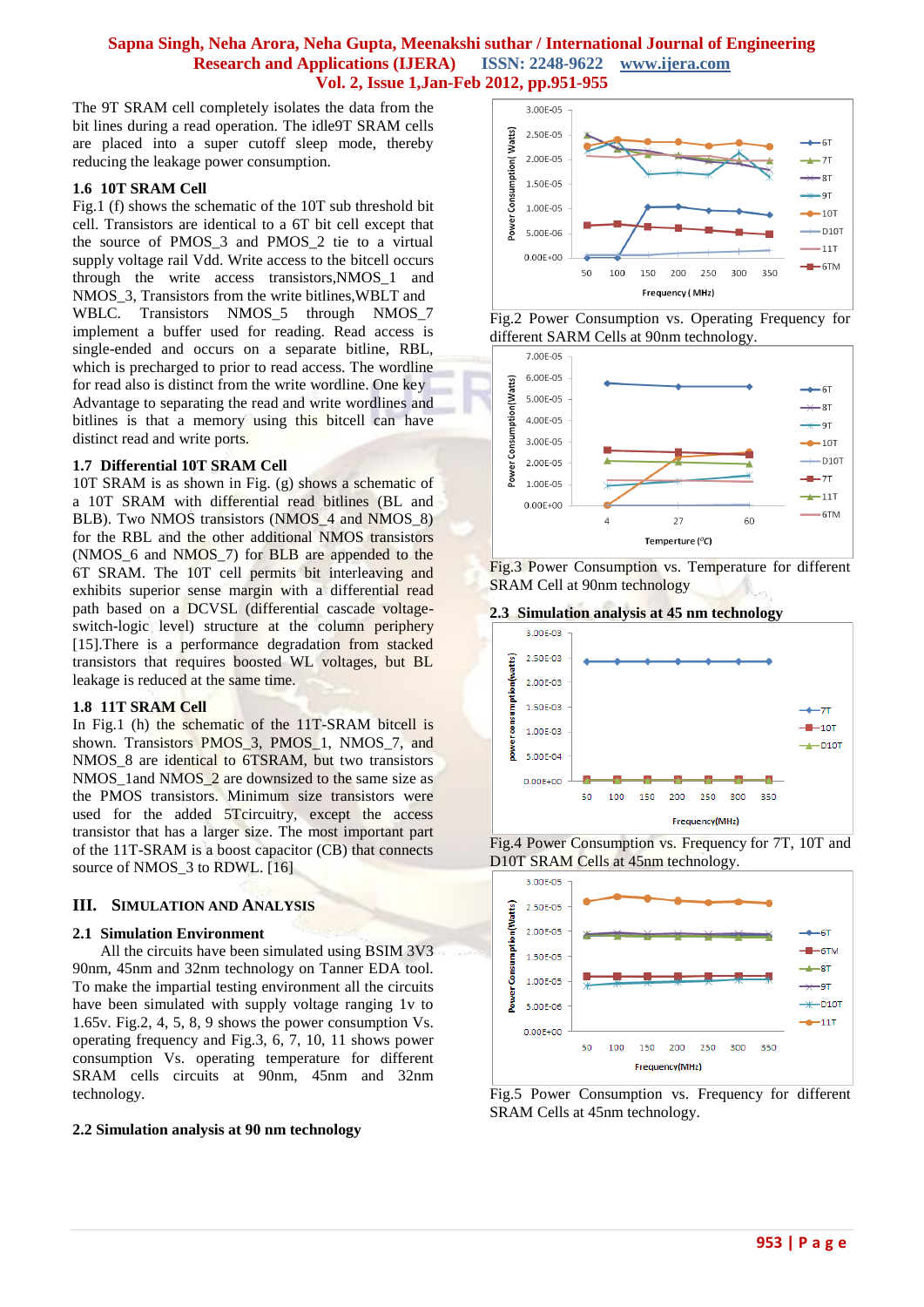The 9T SRAM cell completely isolates the data from the bit lines during a read operation. The idle9T SRAM cells are placed into a super cutoff sleep mode, thereby reducing the leakage power consumption.

### 1.6 10T SRAM Cell

Fig.1 (f) shows the schematic of the 10T sub threshold bit cell. Transistors are identical to a 6T bit cell except that the source of PMOS_3 and PMOS_2 tie to a virtual supply voltage rail Vdd. Write access to the bitcell occurs through the write access transistors,NMOS_1 and NMOS_3, Transistors from the write bitlines,WBLT and WBLC. Transistors NMOS_5 through NMOS_7 implement a buffer used for reading. Read access is single-ended and occurs on a separate bitline, RBL, which is precharged to prior to read access. The wordline for read also is distinct from the write wordline. One key Advantage to separating the read and write wordlines and bitlines is that a memory using this bitcell can have distinct read and write ports.

### 1.7 Differential 10T SRAM Cell

10T SRAM is as shown in Fig. (g) shows a schematic of a 10T SRAM with differential read bitlines (BL and BLB). Two NMOS transistors (NMOS_4 and NMOS_8) for the RBL and the other additional NMOS transistors (NMOS_6 and NMOS_7) for BLB are appended to the 6T SRAM. The 10T cell permits bit interleaving and exhibits superior sense margin with a differential read path based on a DCVSL (differential cascade voltage-switch-logic level) structure at the column periphery [15].There is a performance degradation from stacked transistors that requires boosted WL voltages, but BL leakage is reduced at the same time.

### 1.8 11T SRAM Cell

In Fig.1 (h) the schematic of the 11T-SRAM bitcell is shown. Transistors PMOS_3, PMOS_1, NMOS_7, and NMOS_8 are identical to 6TSRAM, but two transistors NMOS_1and NMOS_2 are downsized to the same size as the PMOS transistors. Minimum size transistors were used for the added 5Tcircuitry, except the access transistor that has a larger size. The most important part of the 11T-SRAM is a boost capacitor (CB) that connects source of NMOS_3 to RDWL. [16]

## III. SIMULATION AND ANALYSIS

### 2.1 Simulation Environment

All the circuits have been simulated using BSIM 3V3 90nm, 45nm and 32nm technology on Tanner EDA tool. To make the impartial testing environment all the circuits have been simulated with supply voltage ranging 1v to 1.65v. Fig.2, 4, 5, 8, 9 shows the power consumption Vs. operating frequency and Fig.3, 6, 7, 10, 11 shows power consumption Vs. operating temperature for different SRAM cells circuits at 90nm, 45nm and 32nm technology.

### 2.2 Simulation analysis at 90 nm technology

Fig.2 Power Consumption vs. Operating Frequency for different SARM Cells at 90nm technology.

Fig.3 Power Consumption vs. Temperature for different SRAM Cell at 90nm technology

### 2.3 Simulation analysis at 45 nm technology

Fig.4 Power Consumption vs. Frequency for 7T, 10T and D10T SRAM Cells at 45nm technology.

Fig.5 Power Consumption vs. Frequency for different SRAM Cells at 45nm technology.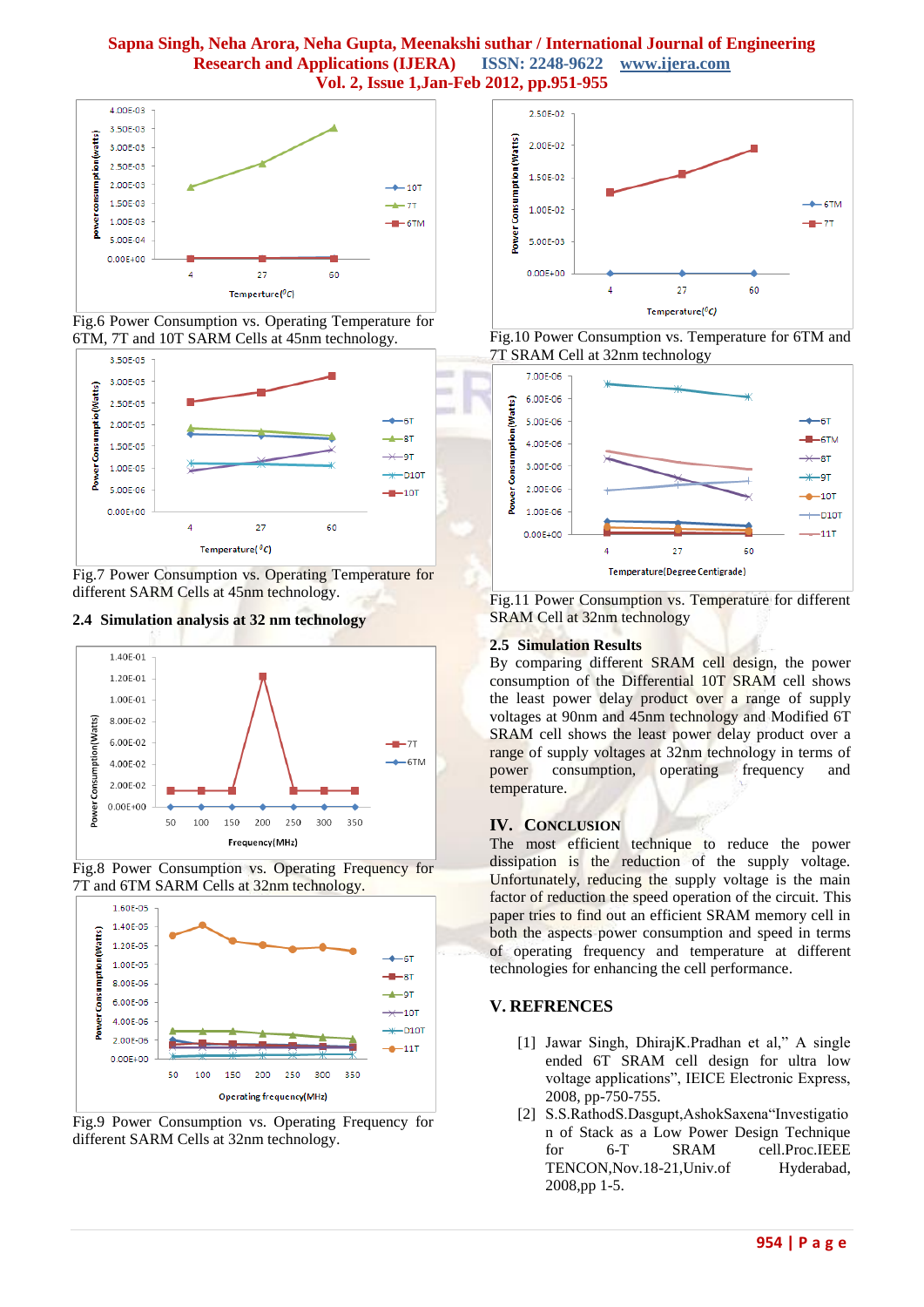Fig.6 Power Consumption vs. Operating Temperature for 6TM, 7T and 10T SARM Cells at 45nm technology.

Fig.7 Power Consumption vs. Operating Temperature for different SARM Cells at 45nm technology.

### 2.4 Simulation analysis at 32 nm technology

Fig.8 Power Consumption vs. Operating Frequency for 7T and 6TM SARM Cells at 32nm technology.

Fig.9 Power Consumption vs. Operating Frequency for different SARM Cells at 32nm technology.

Fig.10 Power Consumption vs. Temperature for 6TM and 7T SRAM Cell at 32nm technology

Fig.11 Power Consumption vs. Temperature for different SRAM Cell at 32nm technology

### 2.5 Simulation Results

By comparing different SRAM cell design, the power consumption of the Differential 10T SRAM cell shows the least power delay product over a range of supply voltages at 90nm and 45nm technology and Modified 6T SRAM cell shows the least power delay product over a range of supply voltages at 32nm technology in terms of power consumption, operating frequency and temperature.

## IV. CONCLUSION

The most efficient technique to reduce the power dissipation is the reduction of the supply voltage. Unfortunately, reducing the supply voltage is the main factor of reduction the speed operation of the circuit. This paper tries to find out an efficient SRAM memory cell in both the aspects power consumption and speed in terms of operating frequency and temperature at different technologies for enhancing the cell performance.

## V. REFRENCES

[1] Jawar Singh, DhirajK.Pradhan et al," A single ended 6T SRAM cell design for ultra low voltage applications", IEICE Electronic Express, 2008, pp-750-755.

[2] S.S.RathodS.Dasgupt,AshokSaxena"Investigation of Stack as a Low Power Design Technique for 6-T SRAM cell.Proc.IEEE TENCON,Nov.18-21,Univ.of Hyderabad, 2008,pp 1-5.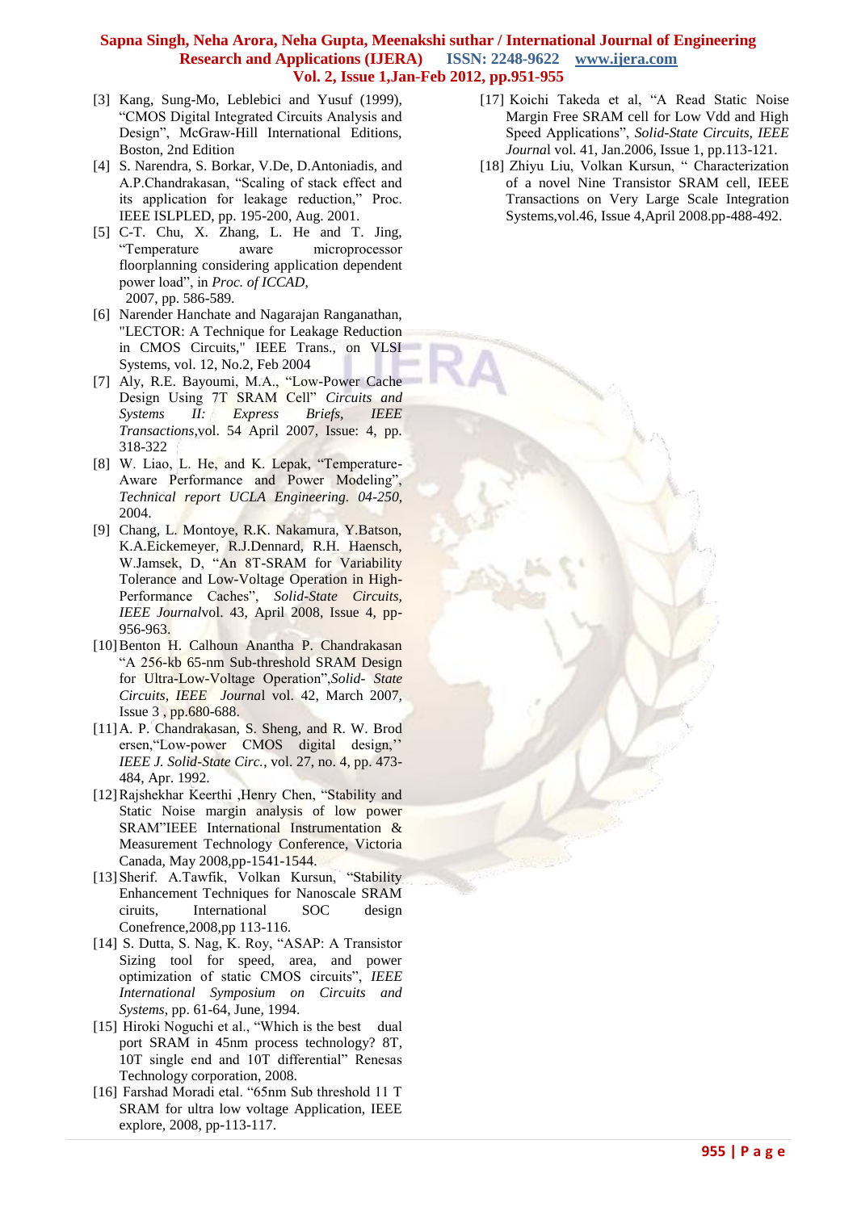[3] Kang, Sung-Mo, Leblebici and Yusuf (1999), "CMOS Digital Integrated Circuits Analysis and Design", McGraw-Hill International Editions, Boston, 2nd Edition

[4] S. Narendra, S. Borkar, V.De, D.Antoniadis, and A.P.Chandrakasan, "Scaling of stack effect and its application for leakage reduction," Proc. IEEE ISLPLED, pp. 195-200, Aug. 2001.

[5] C-T. Chu, X. Zhang, L. He and T. Jing, "Temperature aware microprocessor floorplanning considering application dependent power load", in *Proc. of ICCAD*, 2007, pp. 586-589.

[6] Narender Hanchate and Nagarajan Ranganathan, "LECTOR: A Technique for Leakage Reduction in CMOS Circuits," IEEE Trans., on VLSI Systems, vol. 12, No.2, Feb 2004

[7] Aly, R.E. Bayoumi, M.A., "Low-Power Cache Design Using 7T SRAM Cell" *Circuits and Systems II: Express Briefs, IEEE Transactions*,vol. 54 April 2007, Issue: 4, pp. 318-322

[8] W. Liao, L. He, and K. Lepak, "Temperature-Aware Performance and Power Modeling", *Technical report UCLA Engineering. 04-250*, 2004.

[9] Chang, L. Montoye, R.K. Nakamura, Y.Batson, K.A.Eickemeyer, R.J.Dennard, R.H. Haensch, W.Jamsek, D, "An 8T-SRAM for Variability Tolerance and Low-Voltage Operation in High-Performance Caches", *Solid-State Circuits, IEEE Journal*vol. 43, April 2008, Issue 4, pp-956-963.

[10] Benton H. Calhoun Anantha P. Chandrakasan "A 256-kb 65-nm Sub-threshold SRAM Design for Ultra-Low-Voltage Operation",*Solid- State Circuits, IEEE Journal* vol. 42, March 2007, Issue 3 , pp.680-688.

[11] A. P. Chandrakasan, S. Sheng, and R. W. Brod ersen,"Low-power CMOS digital design,'' *IEEE J. Solid-State Circ.*, vol. 27, no. 4, pp. 473-484, Apr. 1992.

[12] Rajshekhar Keerthi ,Henry Chen, "Stability and Static Noise margin analysis of low power SRAM"IEEE International Instrumentation & Measurement Technology Conference, Victoria Canada, May 2008,pp-1541-1544.

[13] Sherif. A.Tawfik, Volkan Kursun, "Stability Enhancement Techniques for Nanoscale SRAM ciruits, International SOC design Conefrence,2008,pp 113-116.

[14] S. Dutta, S. Nag, K. Roy, "ASAP: A Transistor Sizing tool for speed, area, and power optimization of static CMOS circuits", *IEEE International Symposium on Circuits and Systems*, pp. 61-64, June, 1994.

[15] Hiroki Noguchi et al., "Which is the best dual port SRAM in 45nm process technology? 8T, 10T single end and 10T differential" Renesas Technology corporation, 2008.

[16] Farshad Moradi etal. "65nm Sub threshold 11 T SRAM for ultra low voltage Application, IEEE explore, 2008, pp-113-117.

[17] Koichi Takeda et al, "A Read Static Noise Margin Free SRAM cell for Low Vdd and High Speed Applications", *Solid-State Circuits, IEEE Journal* vol. 41, Jan.2006, Issue 1, pp.113-121.

[18] Zhiyu Liu, Volkan Kursun, " Characterization of a novel Nine Transistor SRAM cell, IEEE Transactions on Very Large Scale Integration Systems,vol.46, Issue 4,April 2008.pp-488-492.